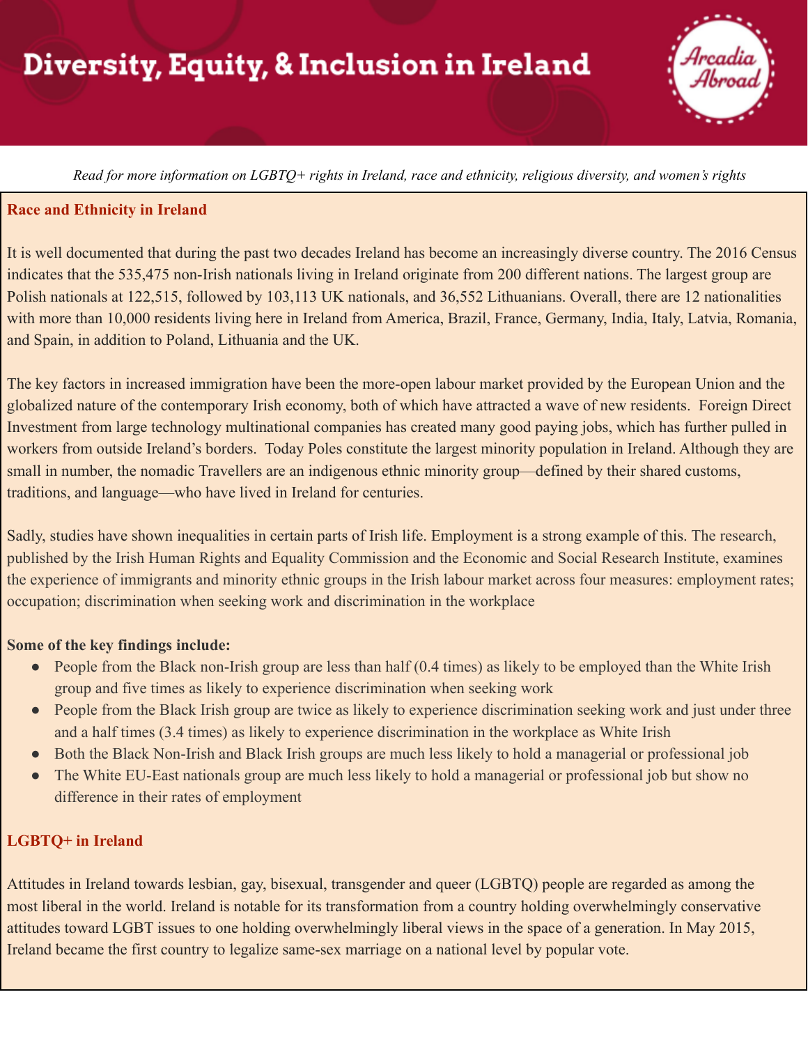# Diversity, Equity, & Inclusion in Ireland

Arcadia Abroad

*Read for more information on LGBTQ+ rights in Ireland, race and ethnicity, religious diversity, and women's rights*

## Race and Ethnicity in Ireland

It is well documented that during the past two decades Ireland has become an increasingly diverse country. The 2016 Census indicates that the 535,475 non-Irish nationals living in Ireland originate from 200 different nations. The largest group are Polish nationals at 122,515, followed by 103,113 UK nationals, and 36,552 Lithuanians. Overall, there are 12 nationalities with more than 10,000 residents living here in Ireland from America, Brazil, France, Germany, India, Italy, Latvia, Romania, and Spain, in addition to Poland, Lithuania and the UK.

The key factors in increased immigration have been the more-open labour market provided by the European Union and the globalized nature of the contemporary Irish economy, both of which have attracted a wave of new residents. Foreign Direct Investment from large technology multinational companies has created many good paying jobs, which has further pulled in workers from outside Ireland's borders. Today Poles constitute the largest minority population in Ireland. Although they are small in number, the nomadic Travellers are an indigenous ethnic minority group—defined by their shared customs, traditions, and language—who have lived in Ireland for centuries.

Sadly, studies have shown inequalities in certain parts of Irish life. Employment is a strong example of this. The research, published by the Irish Human Rights and Equality Commission and the Economic and Social Research Institute, examines the experience of immigrants and minority ethnic groups in the Irish labour market across four measures: employment rates; occupation; discrimination when seeking work and discrimination in the workplace

**Some of the key findings include:**

- People from the Black non-Irish group are less than half (0.4 times) as likely to be employed than the White Irish group and five times as likely to experience discrimination when seeking work
- People from the Black Irish group are twice as likely to experience discrimination seeking work and just under three and a half times (3.4 times) as likely to experience discrimination in the workplace as White Irish
- Both the Black Non-Irish and Black Irish groups are much less likely to hold a managerial or professional job
- The White EU-East nationals group are much less likely to hold a managerial or professional job but show no difference in their rates of employment

## LGBTQ+ in Ireland

Attitudes in Ireland towards lesbian, gay, bisexual, transgender and queer (LGBTQ) people are regarded as among the most liberal in the world. Ireland is notable for its transformation from a country holding overwhelmingly conservative attitudes toward LGBT issues to one holding overwhelmingly liberal views in the space of a generation. In May 2015, Ireland became the first country to legalize same-sex marriage on a national level by popular vote.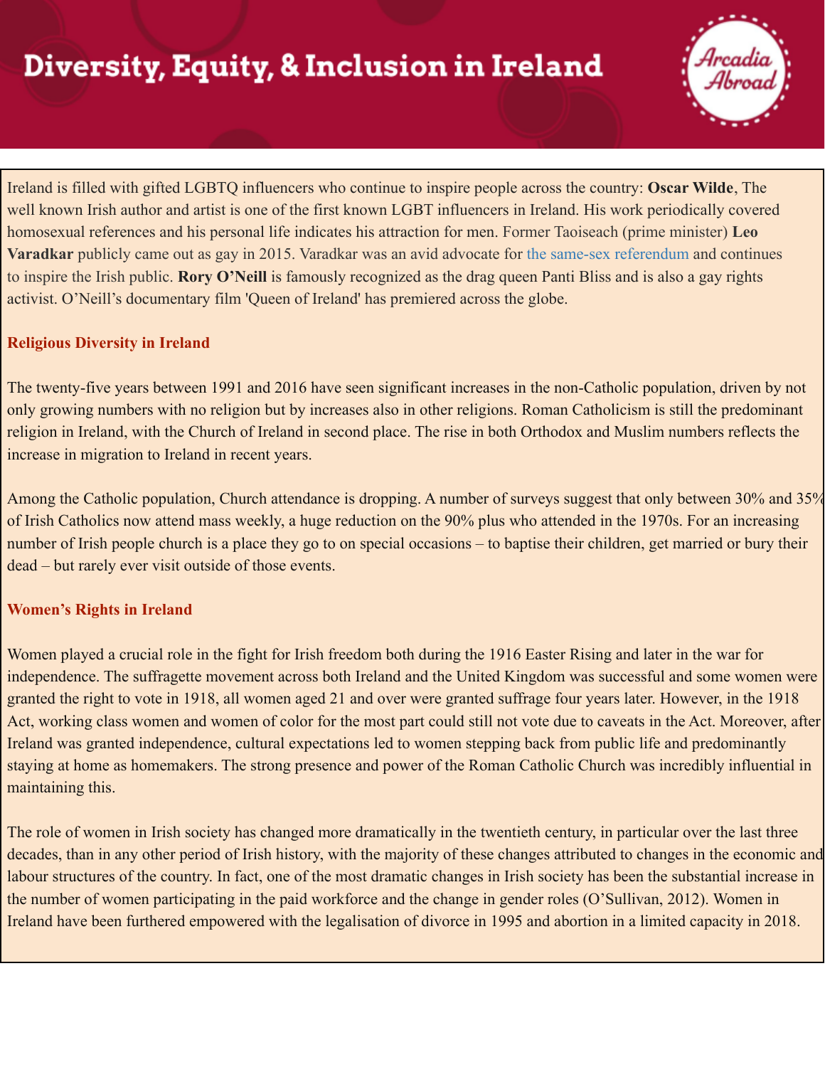# Diversity, Equity, & Inclusion in Ireland

Ireland is filled with gifted LGBTQ influencers who continue to inspire people across the country: **Oscar Wilde**, The well known Irish author and artist is one of the first known LGBT influencers in Ireland. His work periodically covered homosexual references and his personal life indicates his attraction for men. Former Taoiseach (prime minister) **Leo Varadkar** publicly came out as gay in 2015. Varadkar was an avid advocate for the same-sex referendum and continues to inspire the Irish public. **Rory O'Neill** is famously recognized as the drag queen Panti Bliss and is also a gay rights activist. O'Neill's documentary film 'Queen of Ireland' has premiered across the globe.

## Religious Diversity in Ireland

The twenty-five years between 1991 and 2016 have seen significant increases in the non-Catholic population, driven by not only growing numbers with no religion but by increases also in other religions. Roman Catholicism is still the predominant religion in Ireland, with the Church of Ireland in second place. The rise in both Orthodox and Muslim numbers reflects the increase in migration to Ireland in recent years.

Among the Catholic population, Church attendance is dropping. A number of surveys suggest that only between 30% and 35% of Irish Catholics now attend mass weekly, a huge reduction on the 90% plus who attended in the 1970s. For an increasing number of Irish people church is a place they go to on special occasions – to baptise their children, get married or bury their dead – but rarely ever visit outside of those events.

## Women's Rights in Ireland

Women played a crucial role in the fight for Irish freedom both during the 1916 Easter Rising and later in the war for independence. The suffragette movement across both Ireland and the United Kingdom was successful and some women were granted the right to vote in 1918, all women aged 21 and over were granted suffrage four years later. However, in the 1918 Act, working class women and women of color for the most part could still not vote due to caveats in the Act. Moreover, after Ireland was granted independence, cultural expectations led to women stepping back from public life and predominantly staying at home as homemakers. The strong presence and power of the Roman Catholic Church was incredibly influential in maintaining this.

The role of women in Irish society has changed more dramatically in the twentieth century, in particular over the last three decades, than in any other period of Irish history, with the majority of these changes attributed to changes in the economic and labour structures of the country. In fact, one of the most dramatic changes in Irish society has been the substantial increase in the number of women participating in the paid workforce and the change in gender roles (O'Sullivan, 2012). Women in Ireland have been furthered empowered with the legalisation of divorce in 1995 and abortion in a limited capacity in 2018.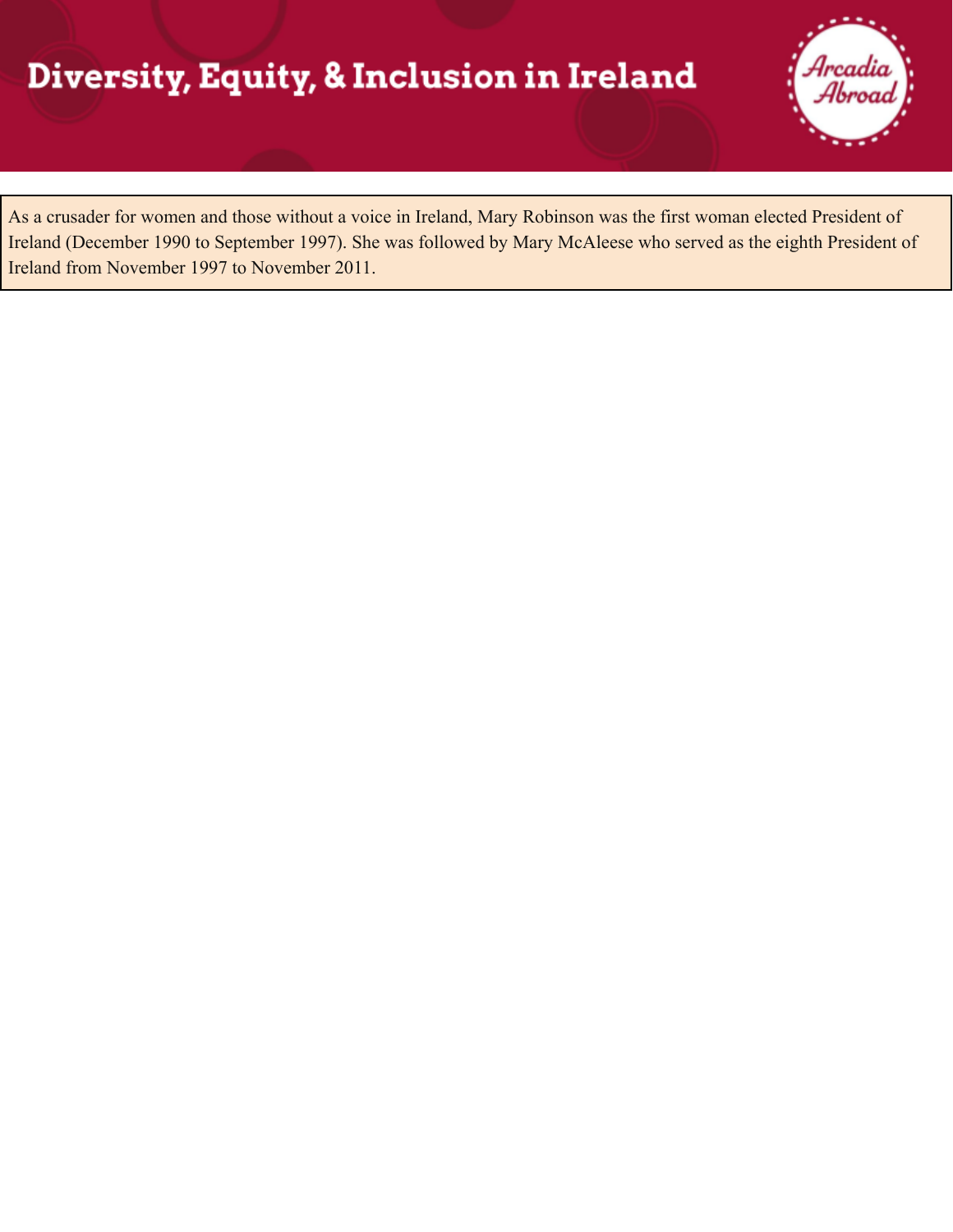# Diversity, Equity, & Inclusion in Ireland

As a crusader for women and those without a voice in Ireland, Mary Robinson was the first woman elected President of Ireland (December 1990 to September 1997). She was followed by Mary McAleese who served as the eighth President of Ireland from November 1997 to November 2011.